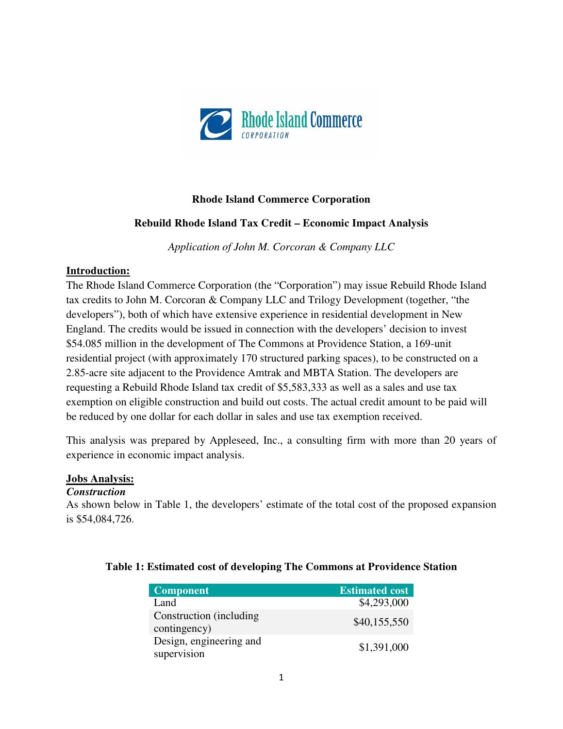**Rhode Island Commerce Corporation**

**Rebuild Rhode Island Tax Credit – Economic Impact Analysis**

*Application of John M. Corcoran & Company LLC*

**Introduction:**

The Rhode Island Commerce Corporation (the "Corporation") may issue Rebuild Rhode Island tax credits to John M. Corcoran & Company LLC and Trilogy Development (together, "the developers"), both of which have extensive experience in residential development in New England. The credits would be issued in connection with the developers' decision to invest $54.085 million in the development of The Commons at Providence Station, a 169-unit residential project (with approximately 170 structured parking spaces), to be constructed on a 2.85-acre site adjacent to the Providence Amtrak and MBTA Station. The developers are requesting a Rebuild Rhode Island tax credit of $5,583,333 as well as a sales and use tax exemption on eligible construction and build out costs. The actual credit amount to be paid will be reduced by one dollar for each dollar in sales and use tax exemption received.

This analysis was prepared by Appleseed, Inc., a consulting firm with more than 20 years of experience in economic impact analysis.

**Jobs Analysis:**

***Construction***

As shown below in Table 1, the developers' estimate of the total cost of the proposed expansion is $54,084,726.

**Table 1: Estimated cost of developing The Commons at Providence Station**

| Component | Estimated cost |
|---|---|
| Land | $4,293,000 |
| Construction (including contingency) | $40,155,550 |
| Design, engineering and supervision | $1,391,000 |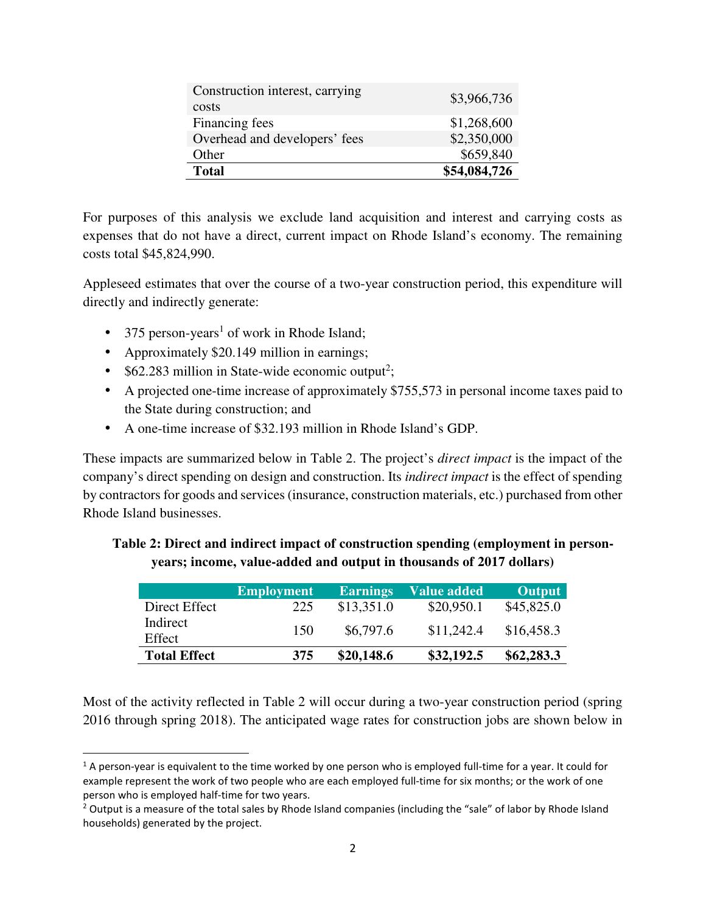| | |
|---|---:|
| Construction interest, carrying costs | $3,966,736 |
| Financing fees | $1,268,600 |
| Overhead and developers' fees | $2,350,000 |
| Other | $659,840 |
| **Total** | **$54,084,726** |

For purposes of this analysis we exclude land acquisition and interest and carrying costs as expenses that do not have a direct, current impact on Rhode Island's economy. The remaining costs total $45,824,990.

Appleseed estimates that over the course of a two-year construction period, this expenditure will directly and indirectly generate:

- 375 person-years[1] of work in Rhode Island;
- Approximately $20.149 million in earnings;
- $62.283 million in State-wide economic output[2];
- A projected one-time increase of approximately $755,573 in personal income taxes paid to the State during construction; and
- A one-time increase of $32.193 million in Rhode Island's GDP.

These impacts are summarized below in Table 2. The project's *direct impact* is the impact of the company's direct spending on design and construction. Its *indirect impact* is the effect of spending by contractors for goods and services (insurance, construction materials, etc.) purchased from other Rhode Island businesses.

**Table 2: Direct and indirect impact of construction spending (employment in person-years; income, value-added and output in thousands of 2017 dollars)**

| | Employment | Earnings | Value added | Output |
|---|---:|---:|---:|---:|
| Direct Effect | 225 | $13,351.0 | $20,950.1 | $45,825.0 |
| Indirect Effect | 150 | $6,797.6 | $11,242.4 | $16,458.3 |
| **Total Effect** | **375** | **$20,148.6** | **$32,192.5** | **$62,283.3** |

Most of the activity reflected in Table 2 will occur during a two-year construction period (spring 2016 through spring 2018). The anticipated wage rates for construction jobs are shown below in

[1] A person-year is equivalent to the time worked by one person who is employed full-time for a year. It could for example represent the work of two people who are each employed full-time for six months; or the work of one person who is employed half-time for two years.

[2] Output is a measure of the total sales by Rhode Island companies (including the "sale" of labor by Rhode Island households) generated by the project.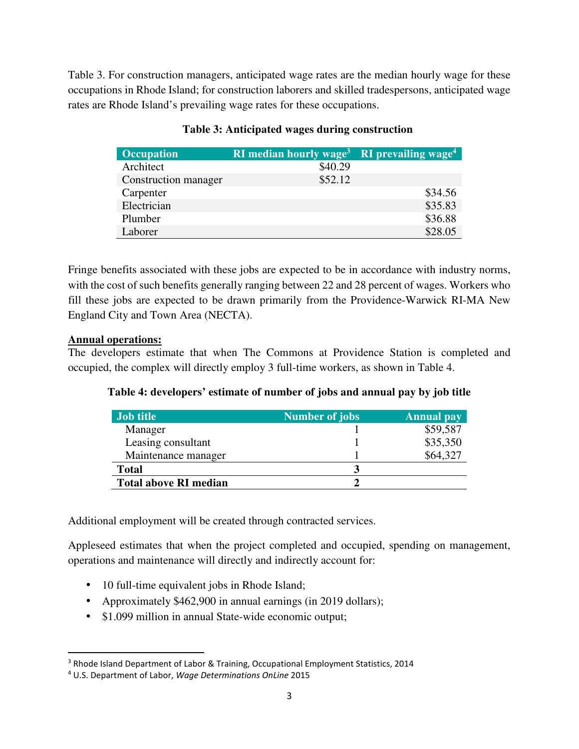Table 3. For construction managers, anticipated wage rates are the median hourly wage for these occupations in Rhode Island; for construction laborers and skilled tradespersons, anticipated wage rates are Rhode Island's prevailing wage rates for these occupations.

**Table 3: Anticipated wages during construction**

| Occupation | RI median hourly wage[3] | RI prevailing wage[4] |
|---|---|---|
| Architect | $40.29 | |
| Construction manager | $52.12 | |
| Carpenter | | $34.56 |
| Electrician | | $35.83 |
| Plumber | | $36.88 |
| Laborer | | $28.05 |

Fringe benefits associated with these jobs are expected to be in accordance with industry norms, with the cost of such benefits generally ranging between 22 and 28 percent of wages. Workers who fill these jobs are expected to be drawn primarily from the Providence-Warwick RI-MA New England City and Town Area (NECTA).

**Annual operations:**

The developers estimate that when The Commons at Providence Station is completed and occupied, the complex will directly employ 3 full-time workers, as shown in Table 4.

**Table 4: developers' estimate of number of jobs and annual pay by job title**

| Job title | Number of jobs | Annual pay |
|---|---|---|
| Manager | 1 | $59,587 |
| Leasing consultant | 1 | $35,350 |
| Maintenance manager | 1 | $64,327 |
| **Total** | **3** | |
| **Total above RI median** | **2** | |

Additional employment will be created through contracted services.

Appleseed estimates that when the project completed and occupied, spending on management, operations and maintenance will directly and indirectly account for:

- 10 full-time equivalent jobs in Rhode Island;
- Approximately $462,900 in annual earnings (in 2019 dollars);
- $1.099 million in annual State-wide economic output;

[3] Rhode Island Department of Labor & Training, Occupational Employment Statistics, 2014

[4] U.S. Department of Labor, *Wage Determinations OnLine* 2015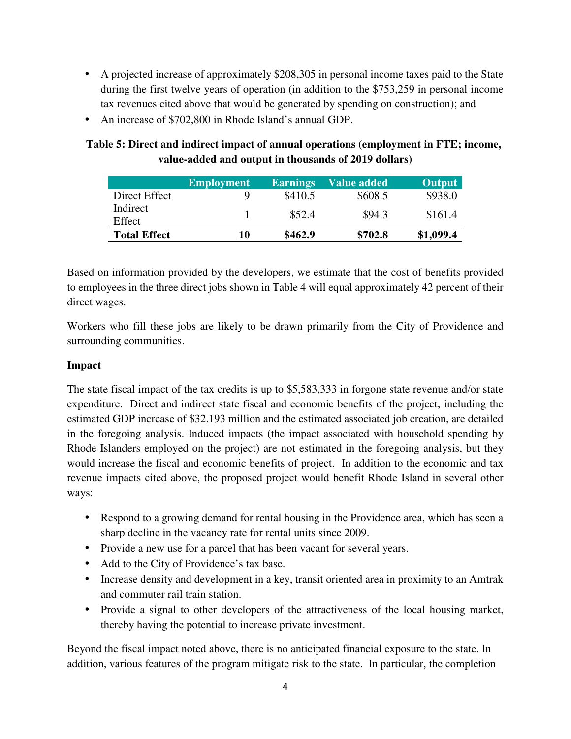- A projected increase of approximately $208,305 in personal income taxes paid to the State during the first twelve years of operation (in addition to the $753,259 in personal income tax revenues cited above that would be generated by spending on construction); and
- An increase of $702,800 in Rhode Island's annual GDP.

**Table 5: Direct and indirect impact of annual operations (employment in FTE; income, value-added and output in thousands of 2019 dollars)**

| | Employment | Earnings | Value added | Output |
|---|---|---|---|---|
| Direct Effect | 9 | $410.5 | $608.5 | $938.0 |
| Indirect Effect | 1 | $52.4 | $94.3 | $161.4 |
| **Total Effect** | **10** | **$462.9** | **$702.8** | **$1,099.4** |

Based on information provided by the developers, we estimate that the cost of benefits provided to employees in the three direct jobs shown in Table 4 will equal approximately 42 percent of their direct wages.

Workers who fill these jobs are likely to be drawn primarily from the City of Providence and surrounding communities.

**Impact**

The state fiscal impact of the tax credits is up to $5,583,333 in forgone state revenue and/or state expenditure. Direct and indirect state fiscal and economic benefits of the project, including the estimated GDP increase of $32.193 million and the estimated associated job creation, are detailed in the foregoing analysis. Induced impacts (the impact associated with household spending by Rhode Islanders employed on the project) are not estimated in the foregoing analysis, but they would increase the fiscal and economic benefits of project. In addition to the economic and tax revenue impacts cited above, the proposed project would benefit Rhode Island in several other ways:

- Respond to a growing demand for rental housing in the Providence area, which has seen a sharp decline in the vacancy rate for rental units since 2009.
- Provide a new use for a parcel that has been vacant for several years.
- Add to the City of Providence's tax base.
- Increase density and development in a key, transit oriented area in proximity to an Amtrak and commuter rail train station.
- Provide a signal to other developers of the attractiveness of the local housing market, thereby having the potential to increase private investment.

Beyond the fiscal impact noted above, there is no anticipated financial exposure to the state. In addition, various features of the program mitigate risk to the state. In particular, the completion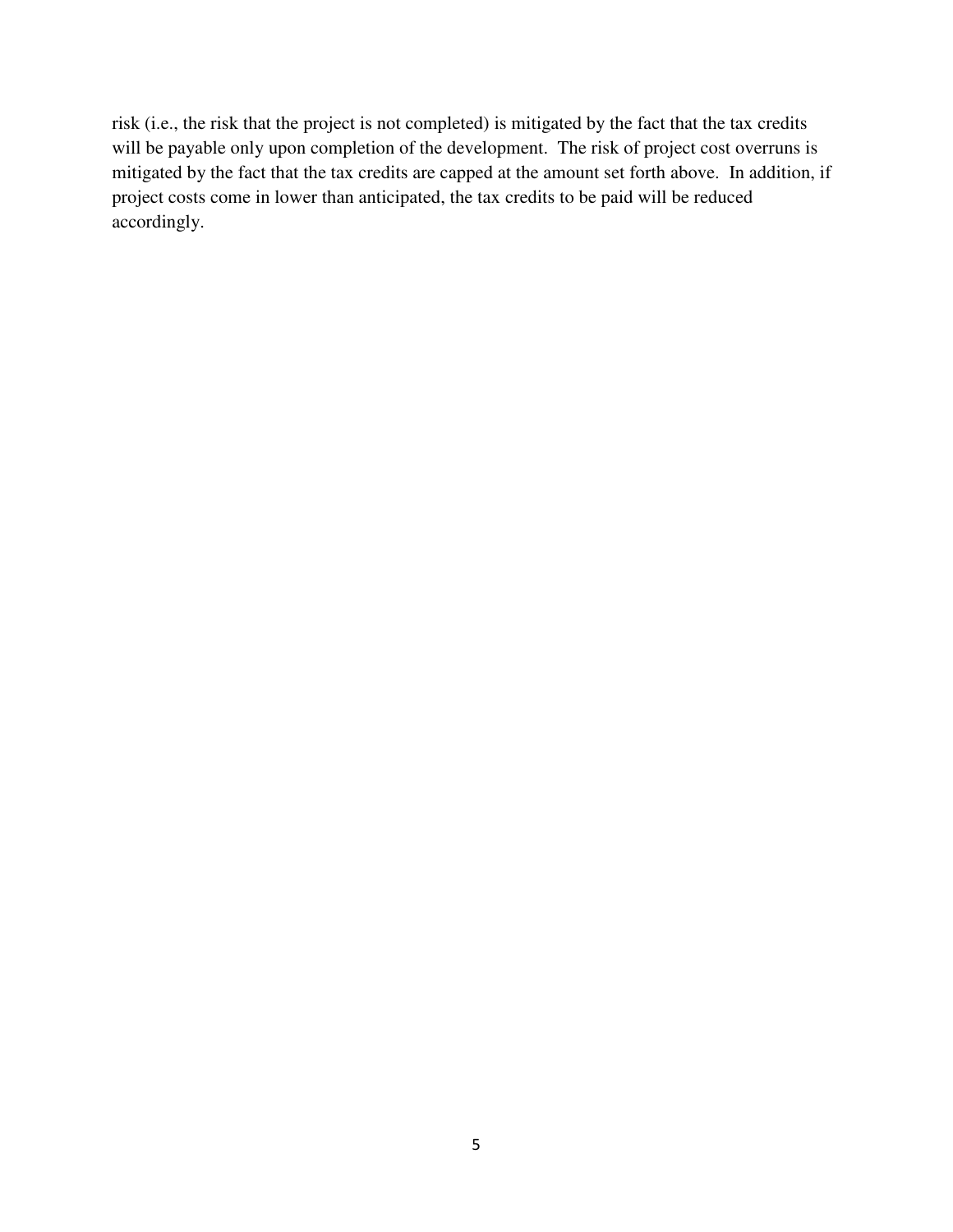risk (i.e., the risk that the project is not completed) is mitigated by the fact that the tax credits will be payable only upon completion of the development. The risk of project cost overruns is mitigated by the fact that the tax credits are capped at the amount set forth above. In addition, if project costs come in lower than anticipated, the tax credits to be paid will be reduced accordingly.